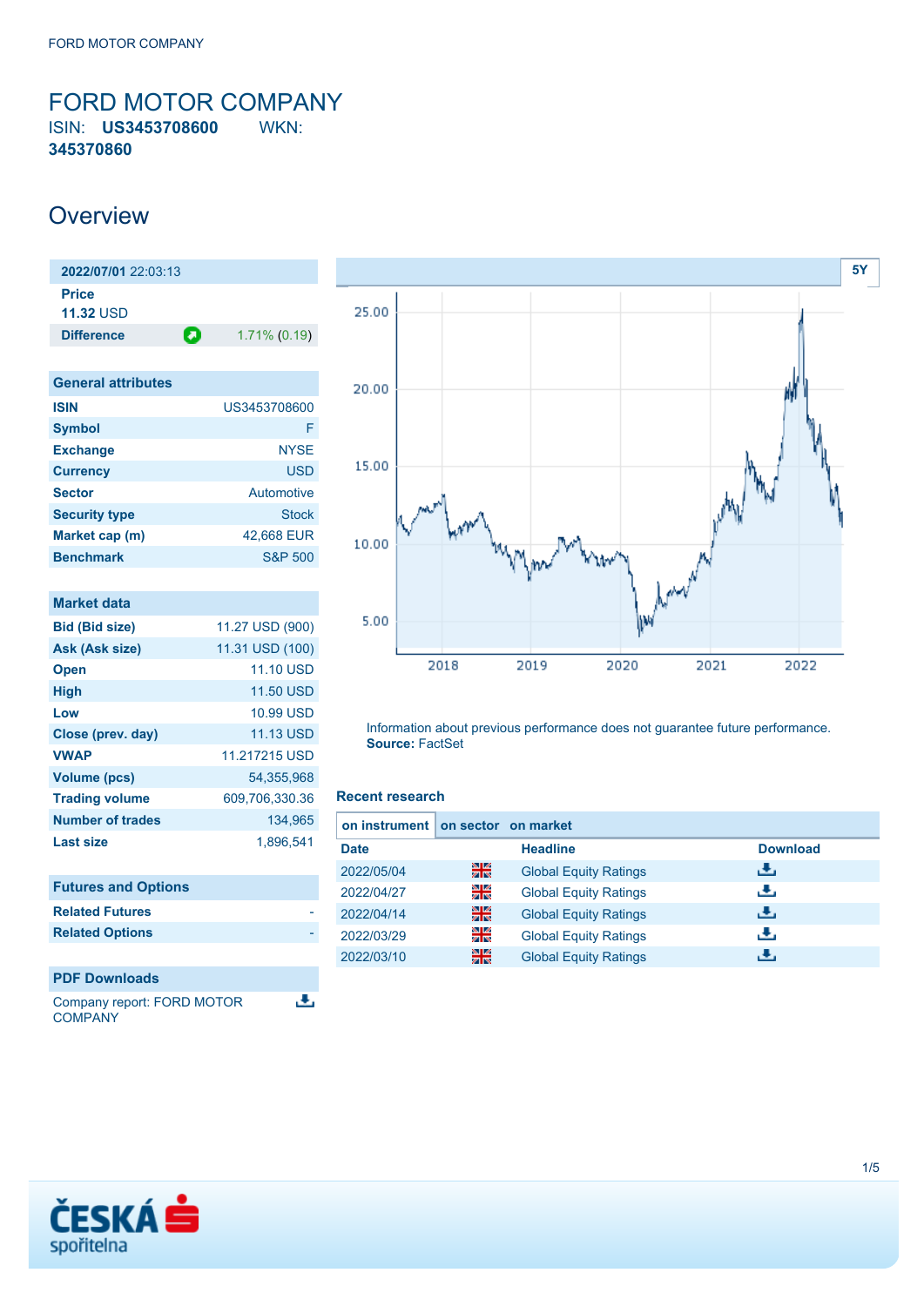# FORD MOTOR COMPANY

ISIN: **US3453708600** WKN: **345370860**

## Overview

| **2022/07/01** 22:03:13 | |
|---|---|
| **Price** | |
| **11.32** USD | |
| **Difference** | 1.71% (0.19) |

| General attributes | |
|---|---|
| **ISIN** | US3453708600 |
| **Symbol** | F |
| **Exchange** | NYSE |
| **Currency** | USD |
| **Sector** | Automotive |
| **Security type** | Stock |
| **Market cap (m)** | 42,668 EUR |
| **Benchmark** | S&P 500 |

| Market data | |
|---|---|
| **Bid (Bid size)** | 11.27 USD (900) |
| **Ask (Ask size)** | 11.31 USD (100) |
| **Open** | 11.10 USD |
| **High** | 11.50 USD |
| **Low** | 10.99 USD |
| **Close (prev. day)** | 11.13 USD |
| **VWAP** | 11.217215 USD |
| **Volume (pcs)** | 54,355,968 |
| **Trading volume** | 609,706,330.36 |
| **Number of trades** | 134,965 |
| **Last size** | 1,896,541 |

| Futures and Options | |
|---|---|
| **Related Futures** | - |
| **Related Options** | - |

**PDF Downloads**

Company report: FORD MOTOR COMPANY

Information about previous performance does not guarantee future performance.
**Source:** FactSet

### Recent research

on instrument | on sector | on market

| Date | | Headline | Download |
|---|---|---|---|
| 2022/05/04 | | Global Equity Ratings | |
| 2022/04/27 | | Global Equity Ratings | |
| 2022/04/14 | | Global Equity Ratings | |
| 2022/03/29 | | Global Equity Ratings | |
| 2022/03/10 | | Global Equity Ratings | |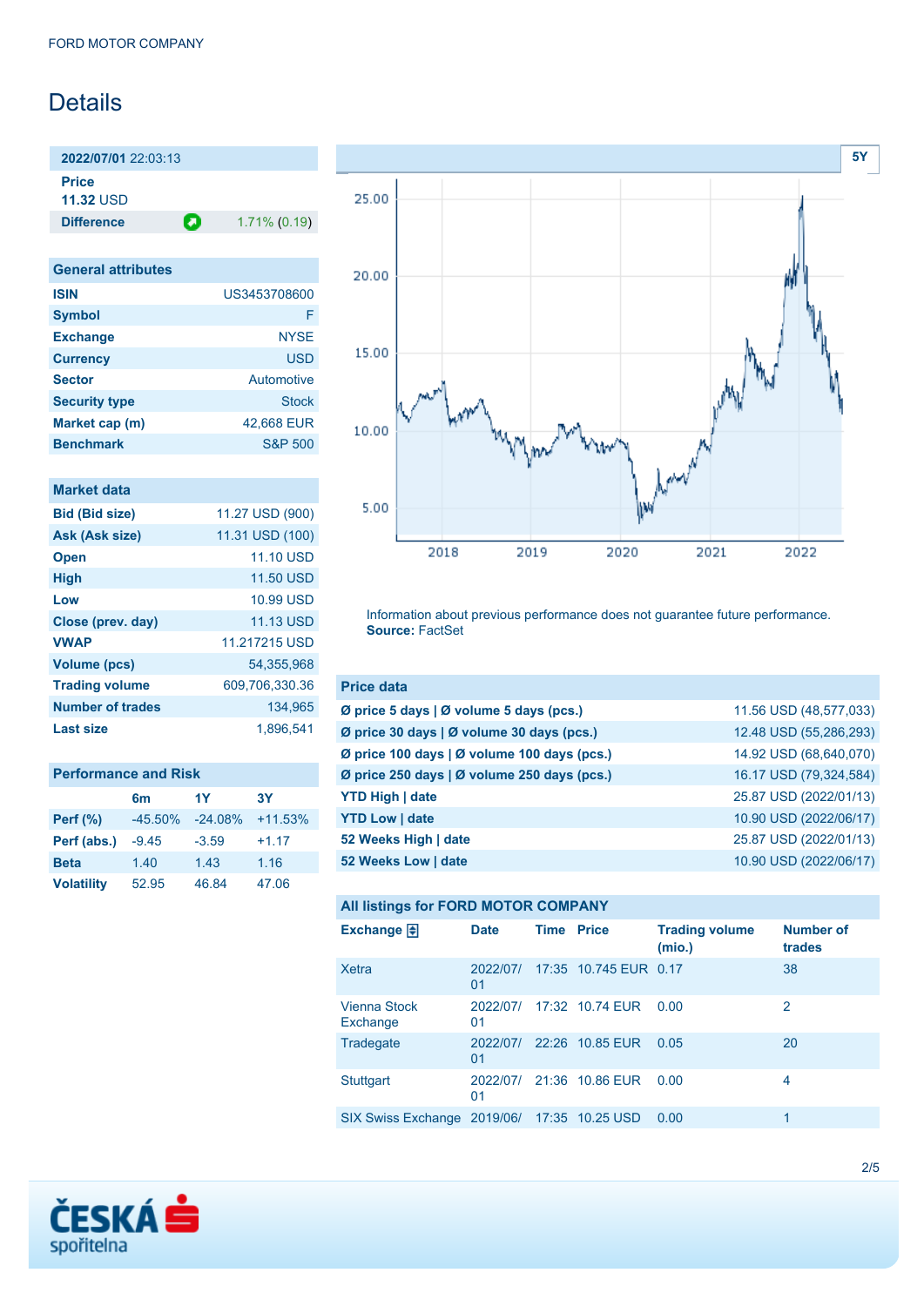FORD MOTOR COMPANY

# Details

**2022/07/01** 22:03:13

**Price**
**11.32** USD

**Difference** 1.71% (0.19)

| General attributes | |
|---|---|
| ISIN | US3453708600 |
| Symbol | F |
| Exchange | NYSE |
| Currency | USD |
| Sector | Automotive |
| Security type | Stock |
| Market cap (m) | 42,668 EUR |
| Benchmark | S&P 500 |

| Market data | |
|---|---|
| Bid (Bid size) | 11.27 USD (900) |
| Ask (Ask size) | 11.31 USD (100) |
| Open | 11.10 USD |
| High | 11.50 USD |
| Low | 10.99 USD |
| Close (prev. day) | 11.13 USD |
| VWAP | 11.217215 USD |
| Volume (pcs) | 54,355,968 |
| Trading volume | 609,706,330.36 |
| Number of trades | 134,965 |
| Last size | 1,896,541 |

**Performance and Risk**

| | 6m | 1Y | 3Y |
|---|---|---|---|
| Perf (%) | -45.50% | -24.08% | +11.53% |
| Perf (abs.) | -9.45 | -3.59 | +1.17 |
| Beta | 1.40 | 1.43 | 1.16 |
| Volatility | 52.95 | 46.84 | 47.06 |

Information about previous performance does not guarantee future performance.
**Source:** FactSet

| Price data | |
|---|---|
| Ø price 5 days \| Ø volume 5 days (pcs.) | 11.56 USD (48,577,033) |
| Ø price 30 days \| Ø volume 30 days (pcs.) | 12.48 USD (55,286,293) |
| Ø price 100 days \| Ø volume 100 days (pcs.) | 14.92 USD (68,640,070) |
| Ø price 250 days \| Ø volume 250 days (pcs.) | 16.17 USD (79,324,584) |
| YTD High \| date | 25.87 USD (2022/01/13) |
| YTD Low \| date | 10.90 USD (2022/06/17) |
| 52 Weeks High \| date | 25.87 USD (2022/01/13) |
| 52 Weeks Low \| date | 10.90 USD (2022/06/17) |

**All listings for FORD MOTOR COMPANY**

| Exchange | Date | Time | Price | Trading volume (mio.) | Number of trades |
|---|---|---|---|---|---|
| Xetra | 2022/07/01 | 17:35 | 10.745 EUR | 0.17 | 38 |
| Vienna Stock Exchange | 2022/07/01 | 17:32 | 10.74 EUR | 0.00 | 2 |
| Tradegate | 2022/07/01 | 22:26 | 10.85 EUR | 0.05 | 20 |
| Stuttgart | 2022/07/01 | 21:36 | 10.86 EUR | 0.00 | 4 |
| SIX Swiss Exchange | 2019/06/ | 17:35 | 10.25 USD | 0.00 | 1 |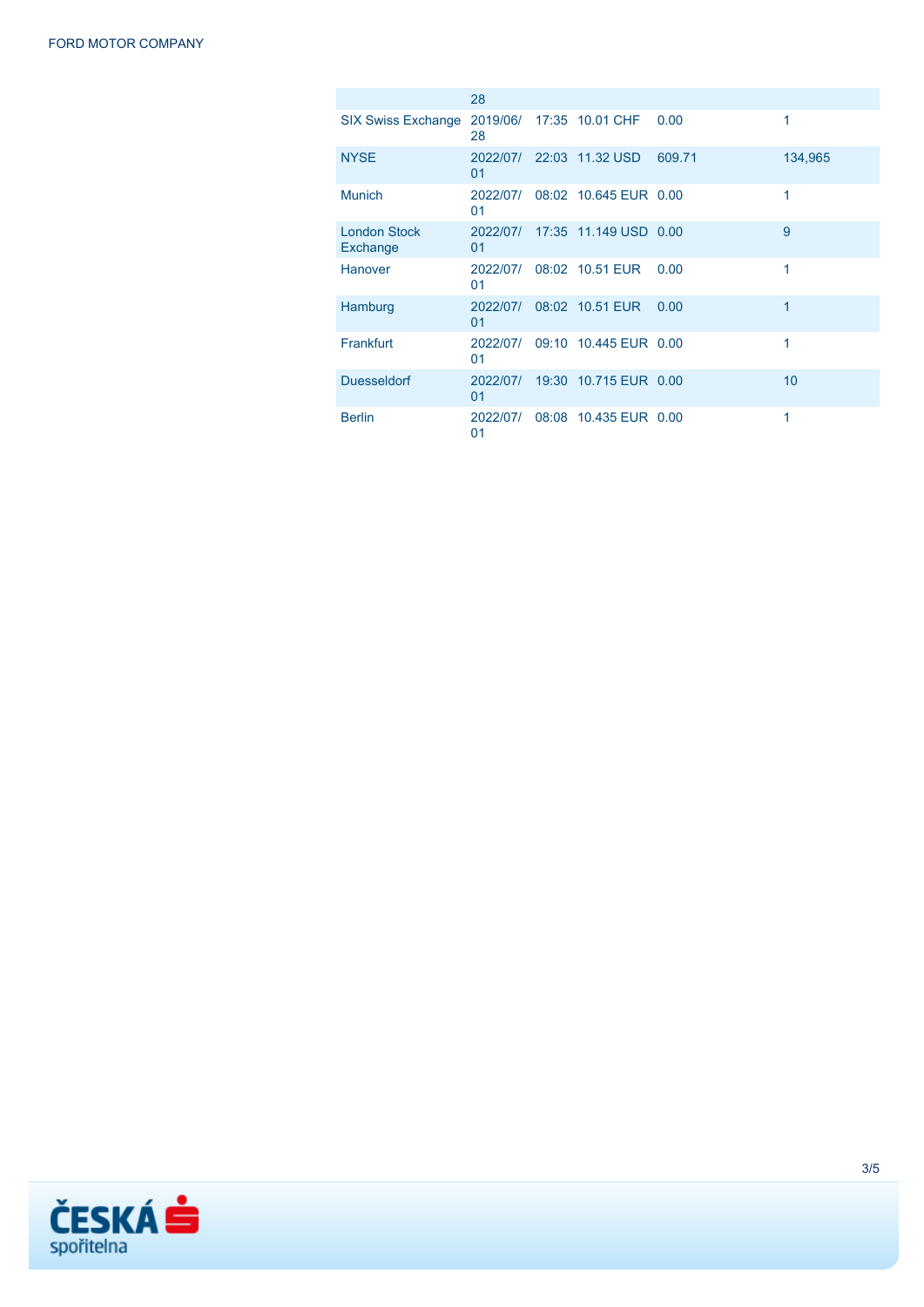| | | | | | |
|---|---|---|---|---|---|
| | 28 | | | | |
| SIX Swiss Exchange | 2019/06/28 | 17:35 | 10.01 CHF | 0.00 | 1 |
| NYSE | 2022/07/01 | 22:03 | 11.32 USD | 609.71 | 134,965 |
| Munich | 2022/07/01 | 08:02 | 10.645 EUR | 0.00 | 1 |
| London Stock Exchange | 2022/07/01 | 17:35 | 11.149 USD | 0.00 | 9 |
| Hanover | 2022/07/01 | 08:02 | 10.51 EUR | 0.00 | 1 |
| Hamburg | 2022/07/01 | 08:02 | 10.51 EUR | 0.00 | 1 |
| Frankfurt | 2022/07/01 | 09:10 | 10.445 EUR | 0.00 | 1 |
| Duesseldorf | 2022/07/01 | 19:30 | 10.715 EUR | 0.00 | 10 |
| Berlin | 2022/07/01 | 08:08 | 10.435 EUR | 0.00 | 1 |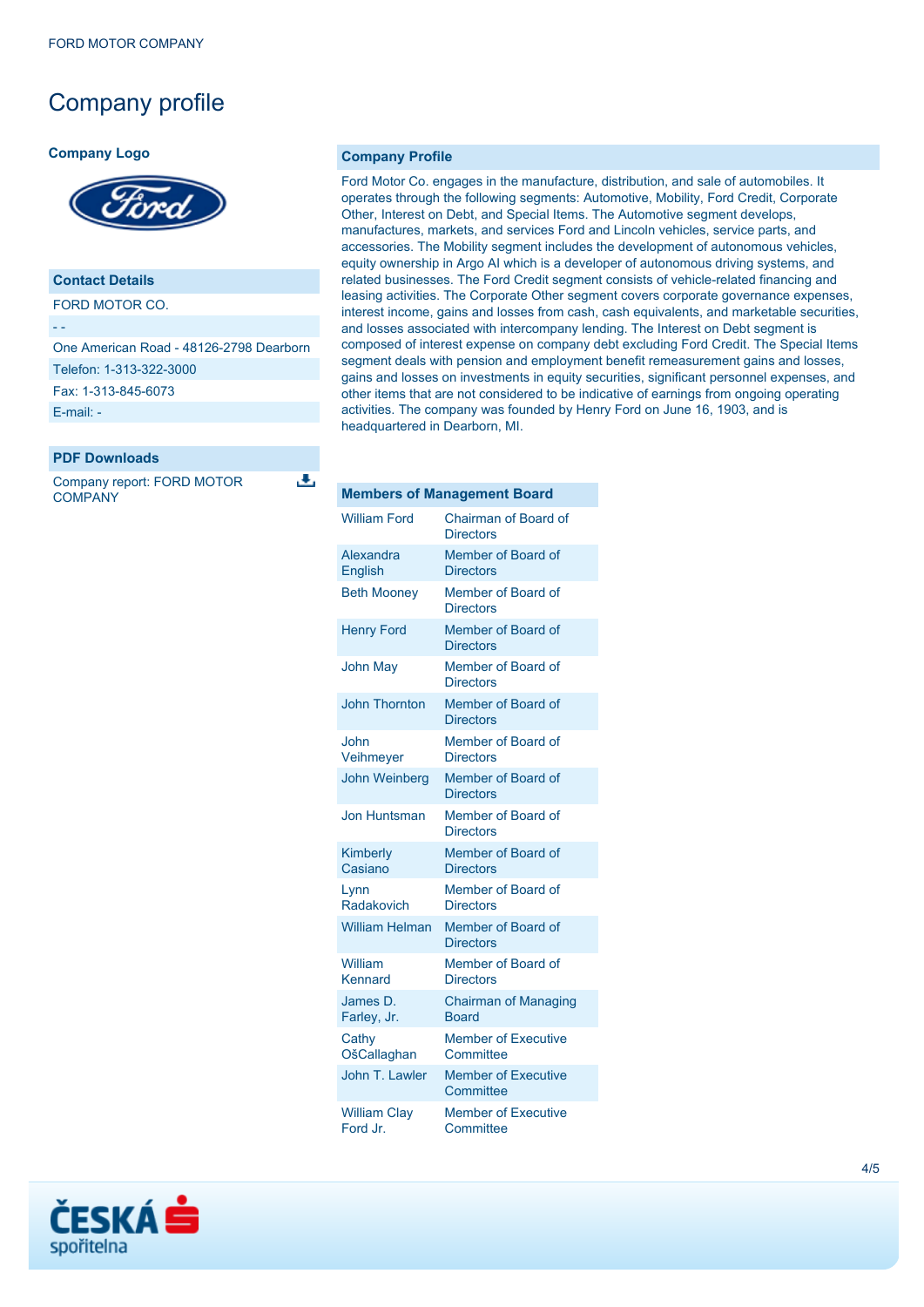# Company profile

**Company Logo**

## Contact Details

FORD MOTOR CO.

- -

One American Road - 48126-2798 Dearborn

Telefon: 1-313-322-3000

Fax: 1-313-845-6073

E-mail: -

## PDF Downloads

Company report: FORD MOTOR COMPANY

## Company Profile

Ford Motor Co. engages in the manufacture, distribution, and sale of automobiles. It operates through the following segments: Automotive, Mobility, Ford Credit, Corporate Other, Interest on Debt, and Special Items. The Automotive segment develops, manufactures, markets, and services Ford and Lincoln vehicles, service parts, and accessories. The Mobility segment includes the development of autonomous vehicles, equity ownership in Argo AI which is a developer of autonomous driving systems, and related businesses. The Ford Credit segment consists of vehicle-related financing and leasing activities. The Corporate Other segment covers corporate governance expenses, interest income, gains and losses from cash, cash equivalents, and marketable securities, and losses associated with intercompany lending. The Interest on Debt segment is composed of interest expense on company debt excluding Ford Credit. The Special Items segment deals with pension and employment benefit remeasurement gains and losses, gains and losses on investments in equity securities, significant personnel expenses, and other items that are not considered to be indicative of earnings from ongoing operating activities. The company was founded by Henry Ford on June 16, 1903, and is headquartered in Dearborn, MI.

| Members of Management Board | |
|---|---|
| William Ford | Chairman of Board of Directors |
| Alexandra English | Member of Board of Directors |
| Beth Mooney | Member of Board of Directors |
| Henry Ford | Member of Board of Directors |
| John May | Member of Board of Directors |
| John Thornton | Member of Board of Directors |
| John Veihmeyer | Member of Board of Directors |
| John Weinberg | Member of Board of Directors |
| Jon Huntsman | Member of Board of Directors |
| Kimberly Casiano | Member of Board of Directors |
| Lynn Radakovich | Member of Board of Directors |
| William Helman | Member of Board of Directors |
| William Kennard | Member of Board of Directors |
| James D. Farley, Jr. | Chairman of Managing Board |
| Cathy OšCallaghan | Member of Executive Committee |
| John T. Lawler | Member of Executive Committee |
| William Clay Ford Jr. | Member of Executive Committee |